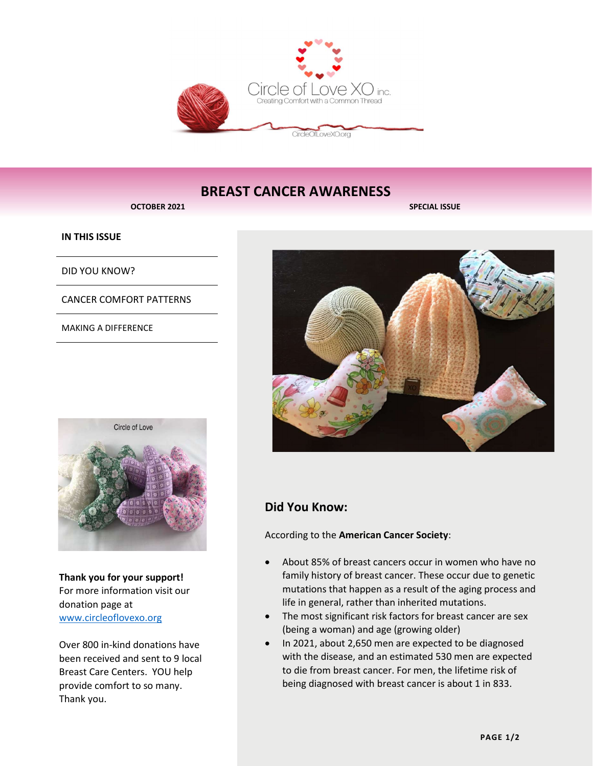Circle of Love XO inc.

Creating Comfort with a Common Thread

CircleOfLoveXO.org

# BREAST CANCER AWARENESS

**OCTOBER 2021** **SPECIAL ISSUE**

**IN THIS ISSUE**

- DID YOU KNOW?
- CANCER COMFORT PATTERNS
- MAKING A DIFFERENCE

Circle of Love

**Thank you for your support!** For more information visit our donation page at [www.circleoflovexo.org](http://www.circleoflovexo.org)

Over 800 in-kind donations have been received and sent to 9 local Breast Care Centers. YOU help provide comfort to so many. Thank you.

## Did You Know:

According to the **American Cancer Society**:

- About 85% of breast cancers occur in women who have no family history of breast cancer. These occur due to genetic mutations that happen as a result of the aging process and life in general, rather than inherited mutations.
- The most significant risk factors for breast cancer are sex (being a woman) and age (growing older)
- In 2021, about 2,650 men are expected to be diagnosed with the disease, and an estimated 530 men are expected to die from breast cancer. For men, the lifetime risk of being diagnosed with breast cancer is about 1 in 833.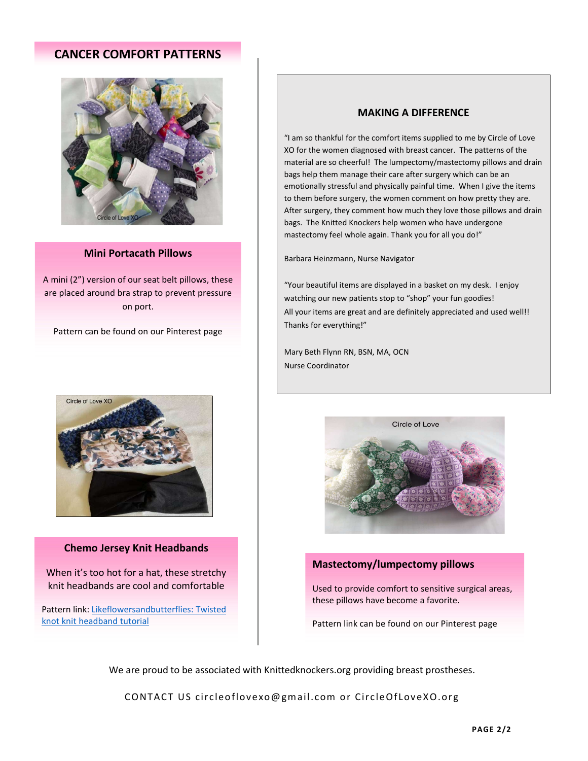## CANCER COMFORT PATTERNS

### Mini Portacath Pillows

A mini (2") version of our seat belt pillows, these are placed around bra strap to prevent pressure on port.

Pattern can be found on our Pinterest page

### Chemo Jersey Knit Headbands

When it's too hot for a hat, these stretchy knit headbands are cool and comfortable

Pattern link: [Likeflowersandbutterflies: Twisted knot knit headband tutorial]

## MAKING A DIFFERENCE

"I am so thankful for the comfort items supplied to me by Circle of Love XO for the women diagnosed with breast cancer. The patterns of the material are so cheerful! The lumpectomy/mastectomy pillows and drain bags help them manage their care after surgery which can be an emotionally stressful and physically painful time. When I give the items to them before surgery, the women comment on how pretty they are. After surgery, they comment how much they love those pillows and drain bags. The Knitted Knockers help women who have undergone mastectomy feel whole again. Thank you for all you do!"

Barbara Heinzmann, Nurse Navigator

"Your beautiful items are displayed in a basket on my desk. I enjoy watching our new patients stop to "shop" your fun goodies!
All your items are great and are definitely appreciated and used well!! Thanks for everything!"

Mary Beth Flynn RN, BSN, MA, OCN
Nurse Coordinator

### Mastectomy/lumpectomy pillows

Used to provide comfort to sensitive surgical areas, these pillows have become a favorite.

Pattern link can be found on our Pinterest page

We are proud to be associated with Knittedknockers.org providing breast prostheses.

CONTACT US circleoflovexo@gmail.com or CircleOfLoveXO.org